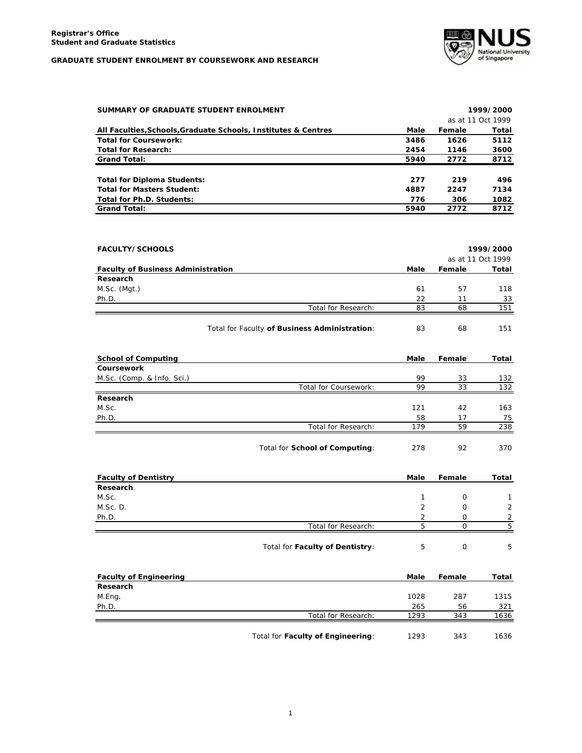Registrar's Office
Student and Graduate Statistics

**GRADUATE STUDENT ENROLMENT BY COURSEWORK AND RESEARCH**

## SUMMARY OF GRADUATE STUDENT ENROLMENT

1999/2000
as at 11 Oct 1999

| All Faculties,Schools,Graduate Schools, Institutes & Centres | Male | Female | Total |
|---|---|---|---|
| **Total for Coursework:** | **3486** | **1626** | **5112** |
| **Total for Research:** | **2454** | **1146** | **3600** |
| **Grand Total:** | **5940** | **2772** | **8712** |
| | | | |
| **Total for Diploma Students:** | **277** | **219** | **496** |
| **Total for Masters Student:** | **4887** | **2247** | **7134** |
| **Total for Ph.D. Students:** | **776** | **306** | **1082** |
| **Grand Total:** | **5940** | **2772** | **8712** |

## FACULTY/SCHOOLS

1999/2000
as at 11 Oct 1999

| Faculty of Business Administration | Male | Female | Total |
|---|---|---|---|
| **Research** | | | |
| M.Sc. (Mgt.) | 61 | 57 | 118 |
| Ph.D. | 22 | 11 | 33 |
| Total for Research: | 83 | 68 | 151 |
| Total for Faculty **of Business Administration**: | 83 | 68 | 151 |

| School of Computing | Male | Female | Total |
|---|---|---|---|
| **Coursework** | | | |
| M.Sc. (Comp. & Info. Sci.) | 99 | 33 | 132 |
| Total for Coursework: | 99 | 33 | 132 |
| **Research** | | | |
| M.Sc. | 121 | 42 | 163 |
| Ph.D. | 58 | 17 | 75 |
| Total for Research: | 179 | 59 | 238 |
| Total for **School of Computing**: | 278 | 92 | 370 |

| Faculty of Dentistry | Male | Female | Total |
|---|---|---|---|
| **Research** | | | |
| M.Sc. | 1 | 0 | 1 |
| M.Sc. D. | 2 | 0 | 2 |
| Ph.D. | 2 | 0 | 2 |
| Total for Research: | 5 | 0 | 5 |
| Total for **Faculty of Dentistry**: | 5 | 0 | 5 |

| Faculty of Engineering | Male | Female | Total |
|---|---|---|---|
| **Research** | | | |
| M.Eng. | 1028 | 287 | 1315 |
| Ph.D. | 265 | 56 | 321 |
| Total for Research: | 1293 | 343 | 1636 |
| Total for **Faculty of Engineering**: | 1293 | 343 | 1636 |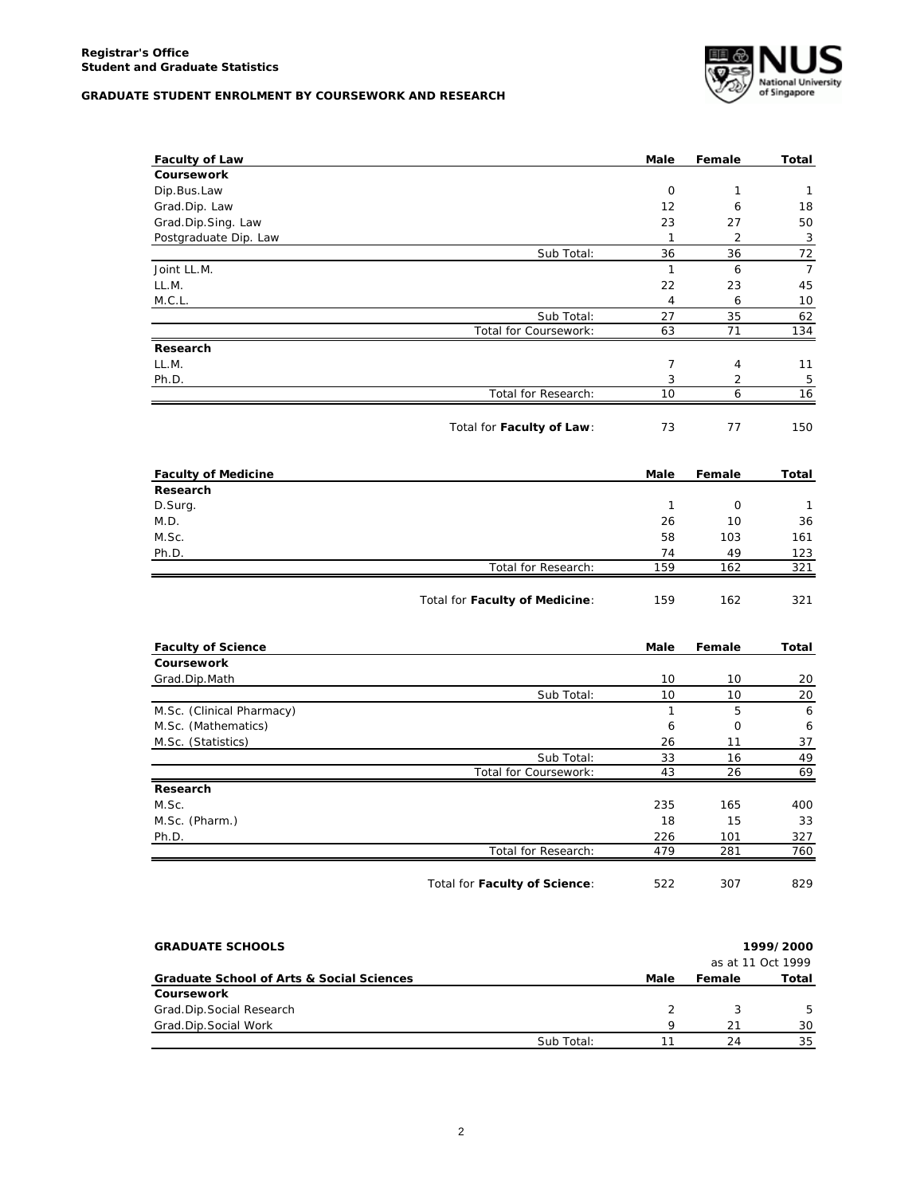**Registrar's Office**
**Student and Graduate Statistics**

**GRADUATE STUDENT ENROLMENT BY COURSEWORK AND RESEARCH**

| **Faculty of Law** | **Male** | **Female** | **Total** |
|---|---|---|---|
| **Coursework** | | | |
| Dip.Bus.Law | 0 | 1 | 1 |
| Grad.Dip. Law | 12 | 6 | 18 |
| Grad.Dip.Sing. Law | 23 | 27 | 50 |
| Postgraduate Dip. Law | 1 | 2 | 3 |
| Sub Total: | 36 | 36 | 72 |
| Joint LL.M. | 1 | 6 | 7 |
| LL.M. | 22 | 23 | 45 |
| M.C.L. | 4 | 6 | 10 |
| Sub Total: | 27 | 35 | 62 |
| Total for Coursework: | 63 | 71 | 134 |
| **Research** | | | |
| LL.M. | 7 | 4 | 11 |
| Ph.D. | 3 | 2 | 5 |
| Total for Research: | 10 | 6 | 16 |
| Total for **Faculty of Law**: | 73 | 77 | 150 |

| **Faculty of Medicine** | **Male** | **Female** | **Total** |
|---|---|---|---|
| **Research** | | | |
| D.Surg. | 1 | 0 | 1 |
| M.D. | 26 | 10 | 36 |
| M.Sc. | 58 | 103 | 161 |
| Ph.D. | 74 | 49 | 123 |
| Total for Research: | 159 | 162 | 321 |
| Total for **Faculty of Medicine**: | 159 | 162 | 321 |

| **Faculty of Science** | **Male** | **Female** | **Total** |
|---|---|---|---|
| **Coursework** | | | |
| Grad.Dip.Math | 10 | 10 | 20 |
| Sub Total: | 10 | 10 | 20 |
| M.Sc. (Clinical Pharmacy) | 1 | 5 | 6 |
| M.Sc. (Mathematics) | 6 | 0 | 6 |
| M.Sc. (Statistics) | 26 | 11 | 37 |
| Sub Total: | 33 | 16 | 49 |
| Total for Coursework: | 43 | 26 | 69 |
| **Research** | | | |
| M.Sc. | 235 | 165 | 400 |
| M.Sc. (Pharm.) | 18 | 15 | 33 |
| Ph.D. | 226 | 101 | 327 |
| Total for Research: | 479 | 281 | 760 |
| Total for **Faculty of Science**: | 522 | 307 | 829 |

**GRADUATE SCHOOLS** **1999/2000**

as at 11 Oct 1999

| **Graduate School of Arts & Social Sciences** | **Male** | **Female** | **Total** |
|---|---|---|---|
| **Coursework** | | | |
| Grad.Dip.Social Research | 2 | 3 | 5 |
| Grad.Dip.Social Work | 9 | 21 | 30 |
| Sub Total: | 11 | 24 | 35 |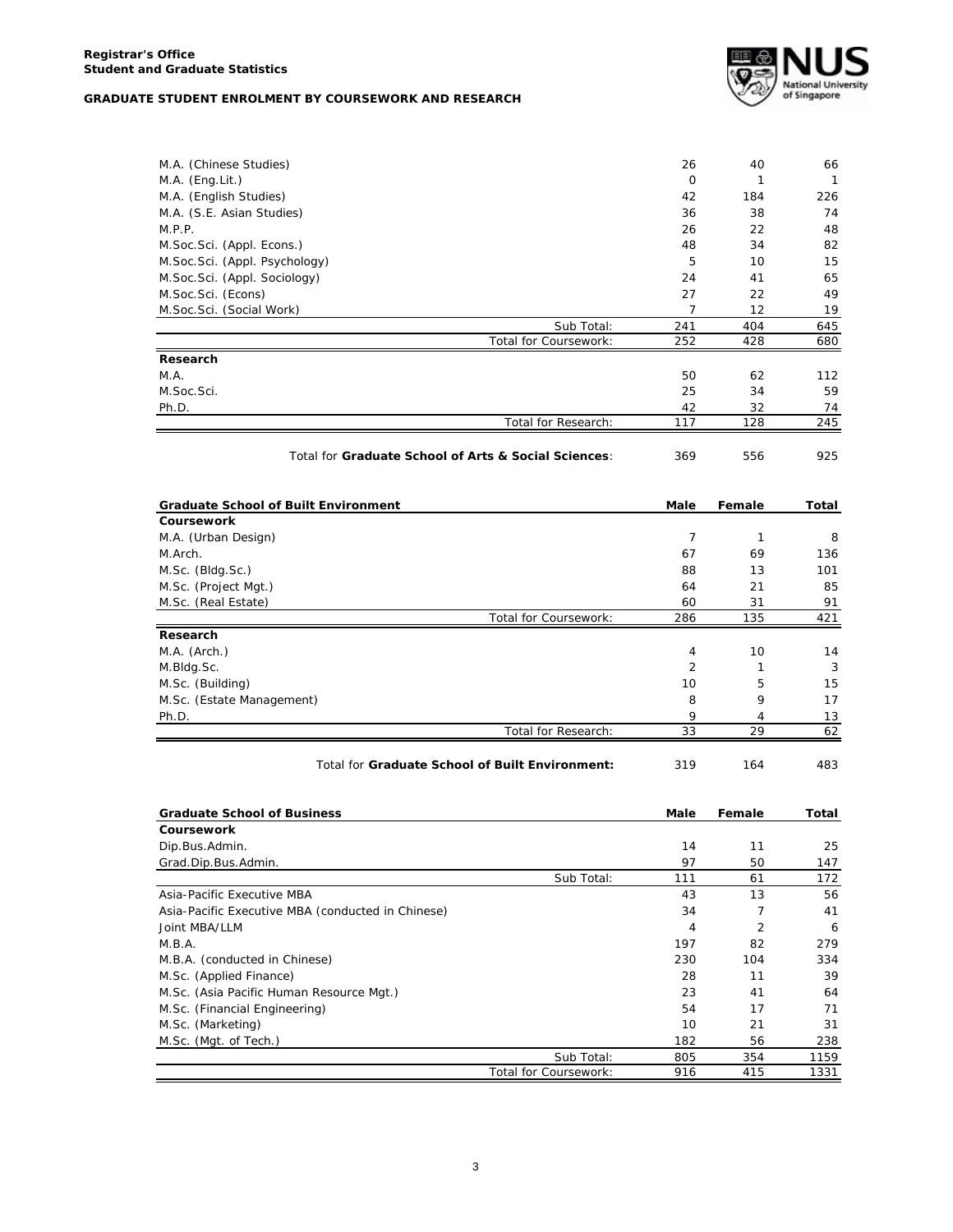**Registrar's Office**
**Student and Graduate Statistics**

**GRADUATE STUDENT ENROLMENT BY COURSEWORK AND RESEARCH**

| | Male | Female | Total |
|---|---|---|---|
| M.A. (Chinese Studies) | 26 | 40 | 66 |
| M.A. (Eng.Lit.) | 0 | 1 | 1 |
| M.A. (English Studies) | 42 | 184 | 226 |
| M.A. (S.E. Asian Studies) | 36 | 38 | 74 |
| M.P.P. | 26 | 22 | 48 |
| M.Soc.Sci. (Appl. Econs.) | 48 | 34 | 82 |
| M.Soc.Sci. (Appl. Psychology) | 5 | 10 | 15 |
| M.Soc.Sci. (Appl. Sociology) | 24 | 41 | 65 |
| M.Soc.Sci. (Econs) | 27 | 22 | 49 |
| M.Soc.Sci. (Social Work) | 7 | 12 | 19 |
| Sub Total: | 241 | 404 | 645 |
| Total for Coursework: | 252 | 428 | 680 |
| **Research** | | | |
| M.A. | 50 | 62 | 112 |
| M.Soc.Sci. | 25 | 34 | 59 |
| Ph.D. | 42 | 32 | 74 |
| Total for Research: | 117 | 128 | 245 |
| Total for **Graduate School of Arts & Social Sciences**: | 369 | 556 | 925 |

| **Graduate School of Built Environment** | **Male** | **Female** | **Total** |
|---|---|---|---|
| **Coursework** | | | |
| M.A. (Urban Design) | 7 | 1 | 8 |
| M.Arch. | 67 | 69 | 136 |
| M.Sc. (Bldg.Sc.) | 88 | 13 | 101 |
| M.Sc. (Project Mgt.) | 64 | 21 | 85 |
| M.Sc. (Real Estate) | 60 | 31 | 91 |
| Total for Coursework: | 286 | 135 | 421 |
| **Research** | | | |
| M.A. (Arch.) | 4 | 10 | 14 |
| M.Bldg.Sc. | 2 | 1 | 3 |
| M.Sc. (Building) | 10 | 5 | 15 |
| M.Sc. (Estate Management) | 8 | 9 | 17 |
| Ph.D. | 9 | 4 | 13 |
| Total for Research: | 33 | 29 | 62 |
| Total for **Graduate School of Built Environment:** | 319 | 164 | 483 |

| **Graduate School of Business** | **Male** | **Female** | **Total** |
|---|---|---|---|
| **Coursework** | | | |
| Dip.Bus.Admin. | 14 | 11 | 25 |
| Grad.Dip.Bus.Admin. | 97 | 50 | 147 |
| Sub Total: | 111 | 61 | 172 |
| Asia-Pacific Executive MBA | 43 | 13 | 56 |
| Asia-Pacific Executive MBA (conducted in Chinese) | 34 | 7 | 41 |
| Joint MBA/LLM | 4 | 2 | 6 |
| M.B.A. | 197 | 82 | 279 |
| M.B.A. (conducted in Chinese) | 230 | 104 | 334 |
| M.Sc. (Applied Finance) | 28 | 11 | 39 |
| M.Sc. (Asia Pacific Human Resource Mgt.) | 23 | 41 | 64 |
| M.Sc. (Financial Engineering) | 54 | 17 | 71 |
| M.Sc. (Marketing) | 10 | 21 | 31 |
| M.Sc. (Mgt. of Tech.) | 182 | 56 | 238 |
| Sub Total: | 805 | 354 | 1159 |
| Total for Coursework: | 916 | 415 | 1331 |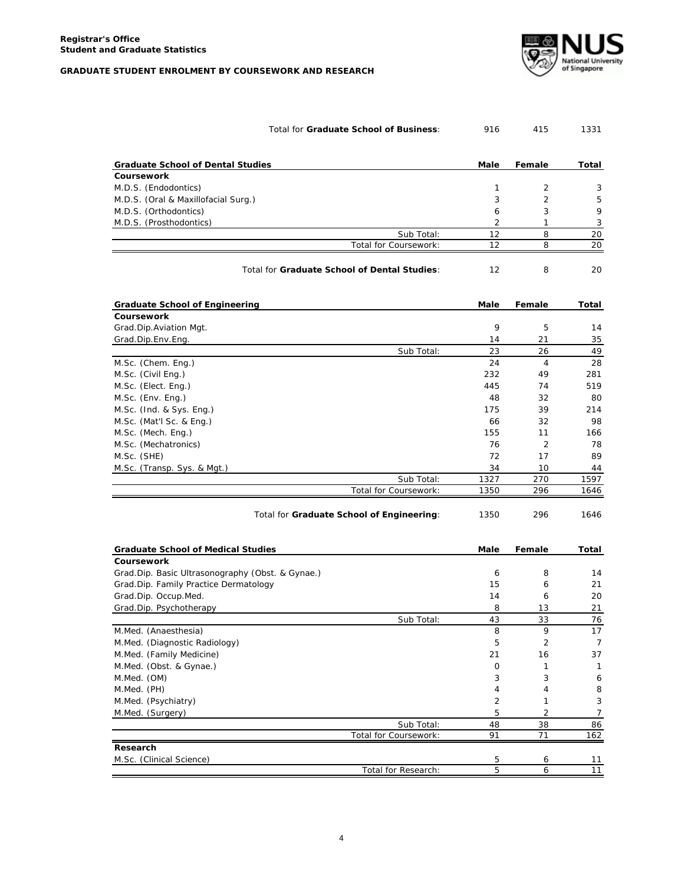**Registrar's Office**
**Student and Graduate Statistics**

**GRADUATE STUDENT ENROLMENT BY COURSEWORK AND RESEARCH**

| | Male | Female | Total |
|---|---|---|---|
| Total for **Graduate School of Business**: | 916 | 415 | 1331 |

| **Graduate School of Dental Studies** | **Male** | **Female** | **Total** |
|---|---|---|---|
| **Coursework** | | | |
| M.D.S. (Endodontics) | 1 | 2 | 3 |
| M.D.S. (Oral & Maxillofacial Surg.) | 3 | 2 | 5 |
| M.D.S. (Orthodontics) | 6 | 3 | 9 |
| M.D.S. (Prosthodontics) | 2 | 1 | 3 |
| Sub Total: | 12 | 8 | 20 |
| Total for Coursework: | 12 | 8 | 20 |
| Total for **Graduate School of Dental Studies**: | 12 | 8 | 20 |

| **Graduate School of Engineering** | **Male** | **Female** | **Total** |
|---|---|---|---|
| **Coursework** | | | |
| Grad.Dip.Aviation Mgt. | 9 | 5 | 14 |
| Grad.Dip.Env.Eng. | 14 | 21 | 35 |
| Sub Total: | 23 | 26 | 49 |
| M.Sc. (Chem. Eng.) | 24 | 4 | 28 |
| M.Sc. (Civil Eng.) | 232 | 49 | 281 |
| M.Sc. (Elect. Eng.) | 445 | 74 | 519 |
| M.Sc. (Env. Eng.) | 48 | 32 | 80 |
| M.Sc. (Ind. & Sys. Eng.) | 175 | 39 | 214 |
| M.Sc. (Mat'l Sc. & Eng.) | 66 | 32 | 98 |
| M.Sc. (Mech. Eng.) | 155 | 11 | 166 |
| M.Sc. (Mechatronics) | 76 | 2 | 78 |
| M.Sc. (SHE) | 72 | 17 | 89 |
| M.Sc. (Transp. Sys. & Mgt.) | 34 | 10 | 44 |
| Sub Total: | 1327 | 270 | 1597 |
| Total for Coursework: | 1350 | 296 | 1646 |
| Total for **Graduate School of Engineering**: | 1350 | 296 | 1646 |

| **Graduate School of Medical Studies** | **Male** | **Female** | **Total** |
|---|---|---|---|
| **Coursework** | | | |
| Grad.Dip. Basic Ultrasonography (Obst. & Gynae.) | 6 | 8 | 14 |
| Grad.Dip. Family Practice Dermatology | 15 | 6 | 21 |
| Grad.Dip. Occup.Med. | 14 | 6 | 20 |
| Grad.Dip. Psychotherapy | 8 | 13 | 21 |
| Sub Total: | 43 | 33 | 76 |
| M.Med. (Anaesthesia) | 8 | 9 | 17 |
| M.Med. (Diagnostic Radiology) | 5 | 2 | 7 |
| M.Med. (Family Medicine) | 21 | 16 | 37 |
| M.Med. (Obst. & Gynae.) | 0 | 1 | 1 |
| M.Med. (OM) | 3 | 3 | 6 |
| M.Med. (PH) | 4 | 4 | 8 |
| M.Med. (Psychiatry) | 2 | 1 | 3 |
| M.Med. (Surgery) | 5 | 2 | 7 |
| Sub Total: | 48 | 38 | 86 |
| Total for Coursework: | 91 | 71 | 162 |
| **Research** | | | |
| M.Sc. (Clinical Science) | 5 | 6 | 11 |
| Total for Research: | 5 | 6 | 11 |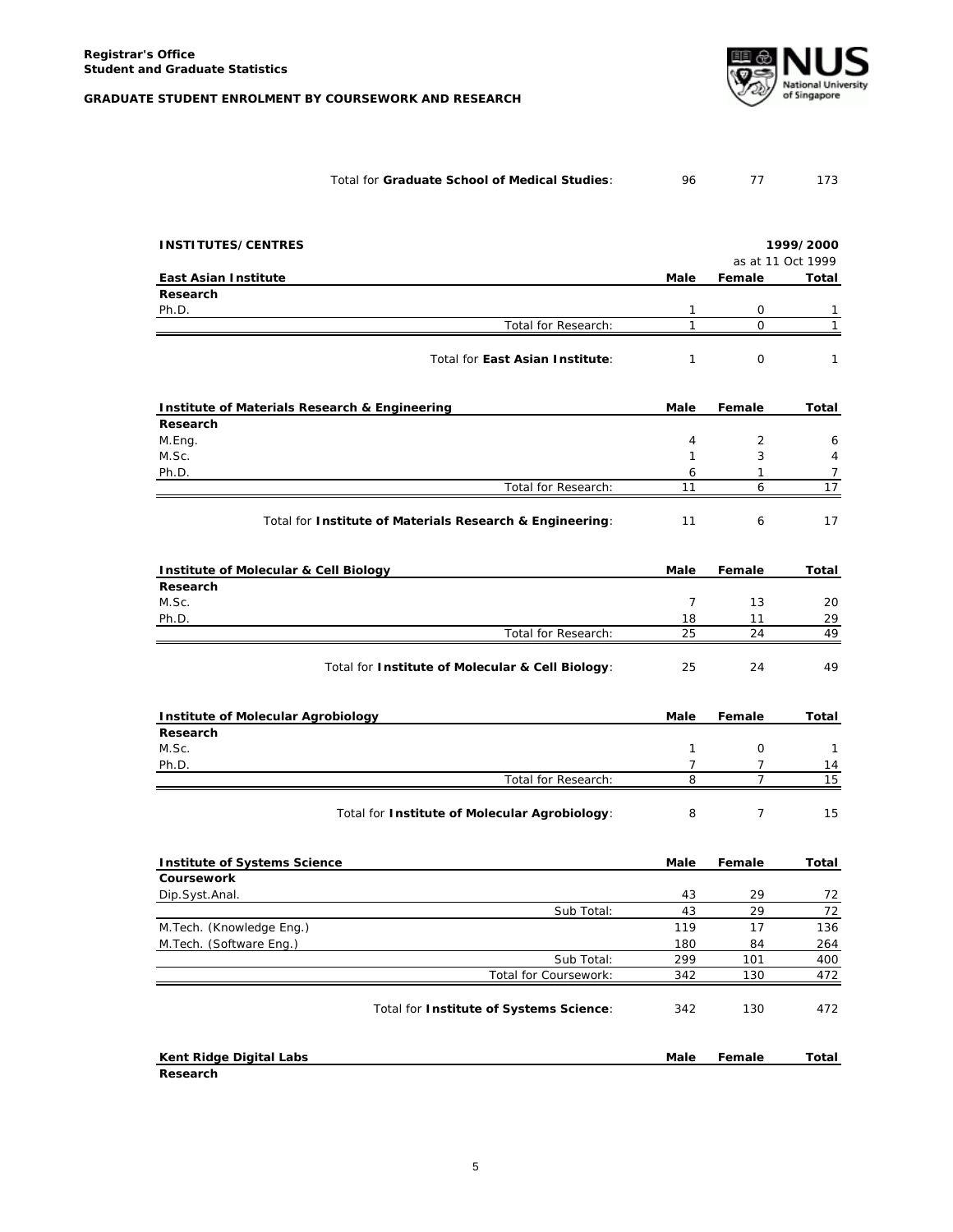| | Male | Female | Total |
|---|---|---|---|
| Total for **Graduate School of Medical Studies**: | 96 | 77 | 173 |

**INSTITUTES/CENTRES**

1999/2000
as at 11 Oct 1999

| **East Asian Institute** | **Male** | **Female** | **Total** |
|---|---|---|---|
| **Research** | | | |
| Ph.D. | 1 | 0 | 1 |
| Total for Research: | 1 | 0 | 1 |
| Total for **East Asian Institute**: | 1 | 0 | 1 |

| **Institute of Materials Research & Engineering** | **Male** | **Female** | **Total** |
|---|---|---|---|
| **Research** | | | |
| M.Eng. | 4 | 2 | 6 |
| M.Sc. | 1 | 3 | 4 |
| Ph.D. | 6 | 1 | 7 |
| Total for Research: | 11 | 6 | 17 |
| Total for **Institute of Materials Research & Engineering**: | 11 | 6 | 17 |

| **Institute of Molecular & Cell Biology** | **Male** | **Female** | **Total** |
|---|---|---|---|
| **Research** | | | |
| M.Sc. | 7 | 13 | 20 |
| Ph.D. | 18 | 11 | 29 |
| Total for Research: | 25 | 24 | 49 |
| Total for **Institute of Molecular & Cell Biology**: | 25 | 24 | 49 |

| **Institute of Molecular Agrobiology** | **Male** | **Female** | **Total** |
|---|---|---|---|
| **Research** | | | |
| M.Sc. | 1 | 0 | 1 |
| Ph.D. | 7 | 7 | 14 |
| Total for Research: | 8 | 7 | 15 |
| Total for **Institute of Molecular Agrobiology**: | 8 | 7 | 15 |

| **Institute of Systems Science** | **Male** | **Female** | **Total** |
|---|---|---|---|
| **Coursework** | | | |
| Dip.Syst.Anal. | 43 | 29 | 72 |
| Sub Total: | 43 | 29 | 72 |
| M.Tech. (Knowledge Eng.) | 119 | 17 | 136 |
| M.Tech. (Software Eng.) | 180 | 84 | 264 |
| Sub Total: | 299 | 101 | 400 |
| Total for Coursework: | 342 | 130 | 472 |
| Total for **Institute of Systems Science**: | 342 | 130 | 472 |

| **Kent Ridge Digital Labs** | **Male** | **Female** | **Total** |
|---|---|---|---|
| **Research** | | | |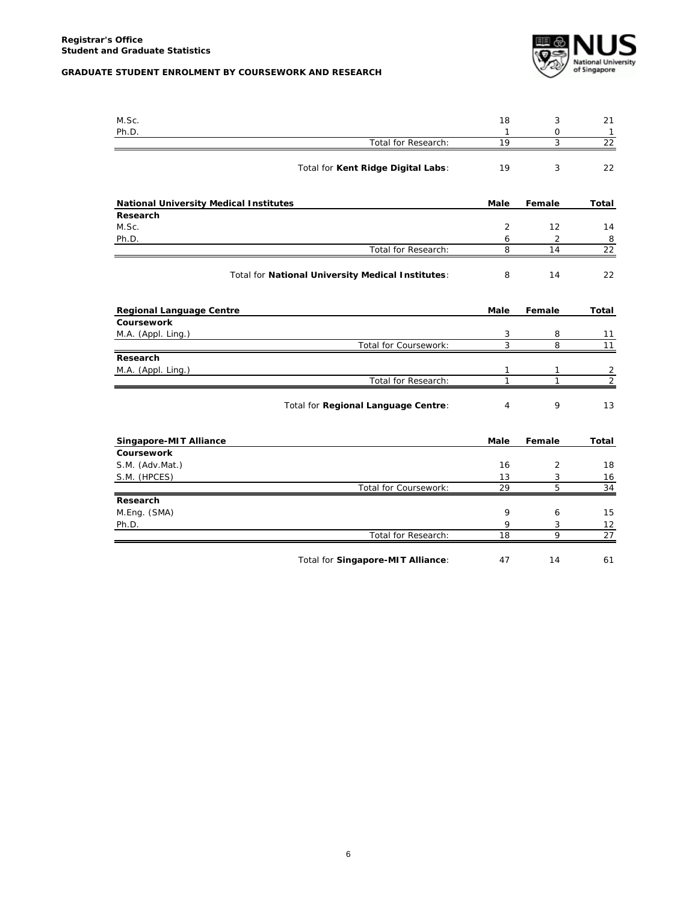| | Male | Female | Total |
|---|---|---|---|
| M.Sc. | 18 | 3 | 21 |
| Ph.D. | 1 | 0 | 1 |
| Total for Research: | 19 | 3 | 22 |
| Total for **Kent Ridge Digital Labs**: | 19 | 3 | 22 |

| **National University Medical Institutes** | **Male** | **Female** | **Total** |
|---|---|---|---|
| **Research** | | | |
| M.Sc. | 2 | 12 | 14 |
| Ph.D. | 6 | 2 | 8 |
| Total for Research: | 8 | 14 | 22 |
| Total for **National University Medical Institutes**: | 8 | 14 | 22 |

| **Regional Language Centre** | **Male** | **Female** | **Total** |
|---|---|---|---|
| **Coursework** | | | |
| M.A. (Appl. Ling.) | 3 | 8 | 11 |
| Total for Coursework: | 3 | 8 | 11 |
| **Research** | | | |
| M.A. (Appl. Ling.) | 1 | 1 | 2 |
| Total for Research: | 1 | 1 | 2 |
| Total for **Regional Language Centre**: | 4 | 9 | 13 |

| **Singapore-MIT Alliance** | **Male** | **Female** | **Total** |
|---|---|---|---|
| **Coursework** | | | |
| S.M. (Adv.Mat.) | 16 | 2 | 18 |
| S.M. (HPCES) | 13 | 3 | 16 |
| Total for Coursework: | 29 | 5 | 34 |
| **Research** | | | |
| M.Eng. (SMA) | 9 | 6 | 15 |
| Ph.D. | 9 | 3 | 12 |
| Total for Research: | 18 | 9 | 27 |
| Total for **Singapore-MIT Alliance**: | 47 | 14 | 61 |